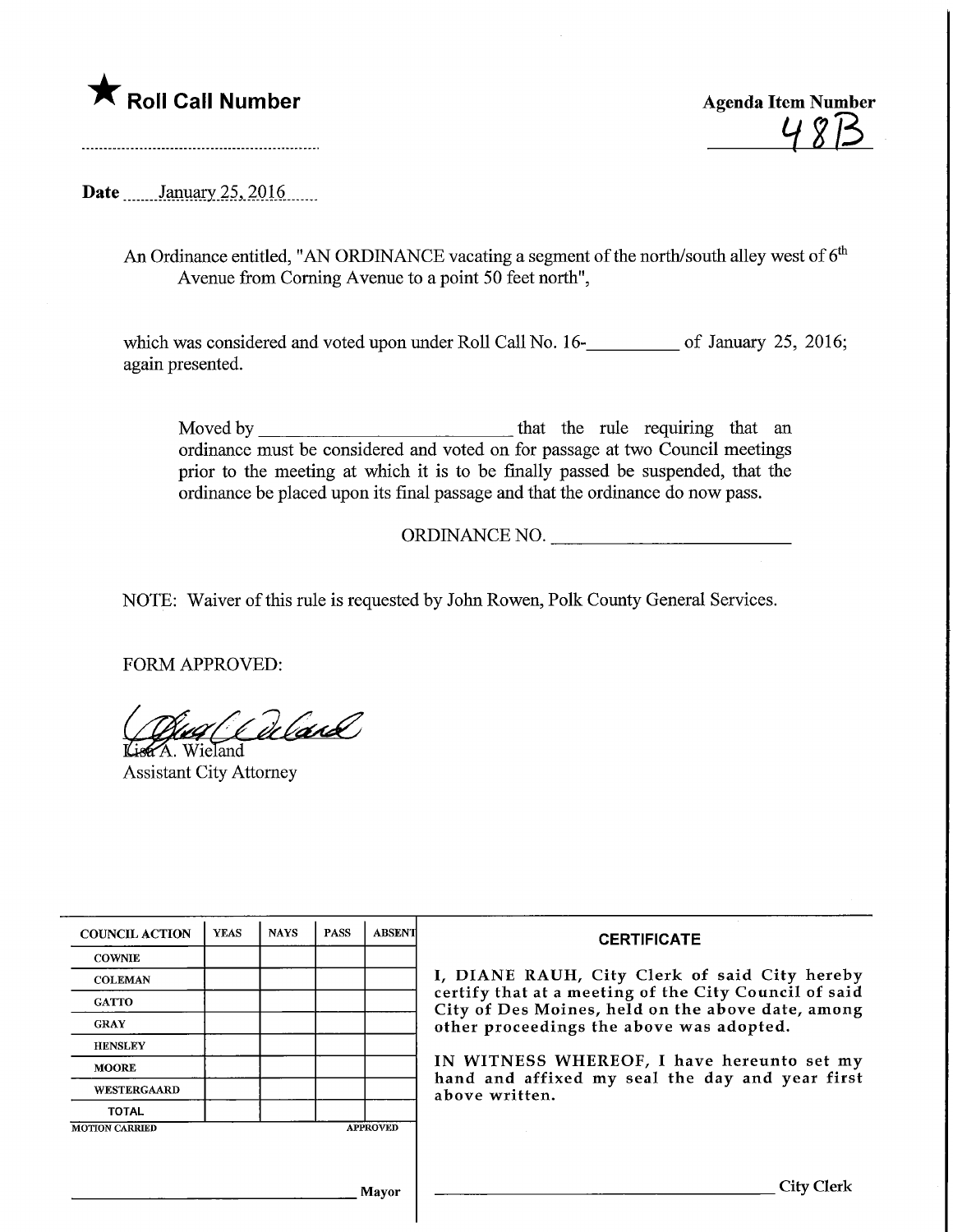★ **Roll Call Number**

..............................................................

**Agenda Item Number**

48B

**Date** January 25, 2016

An Ordinance entitled, "AN ORDINANCE vacating a segment of the north/south alley west of 6th Avenue from Corning Avenue to a point 50 feet north",

which was considered and voted upon under Roll Call No. 16-__________ of January 25, 2016; again presented.

Moved by ____________________________ that the rule requiring that an ordinance must be considered and voted on for passage at two Council meetings prior to the meeting at which it is to be finally passed be suspended, that the ordinance be placed upon its final passage and that the ordinance do now pass.

ORDINANCE NO. ____________________________

NOTE: Waiver of this rule is requested by John Rowen, Polk County General Services.

FORM APPROVED:

Lisa A. Wieland
Assistant City Attorney

| COUNCIL ACTION | YEAS | NAYS | PASS | ABSENT |
|---|---|---|---|---|
| COWNIE | | | | |
| COLEMAN | | | | |
| GATTO | | | | |
| GRAY | | | | |
| HENSLEY | | | | |
| MOORE | | | | |
| WESTERGAARD | | | | |
| TOTAL | | | | |

MOTION CARRIED APPROVED

______________________________ Mayor

**CERTIFICATE**

I, DIANE RAUH, City Clerk of said City hereby certify that at a meeting of the City Council of said City of Des Moines, held on the above date, among other proceedings the above was adopted.

IN WITNESS WHEREOF, I have hereunto set my hand and affixed my seal the day and year first above written.

______________________________ City Clerk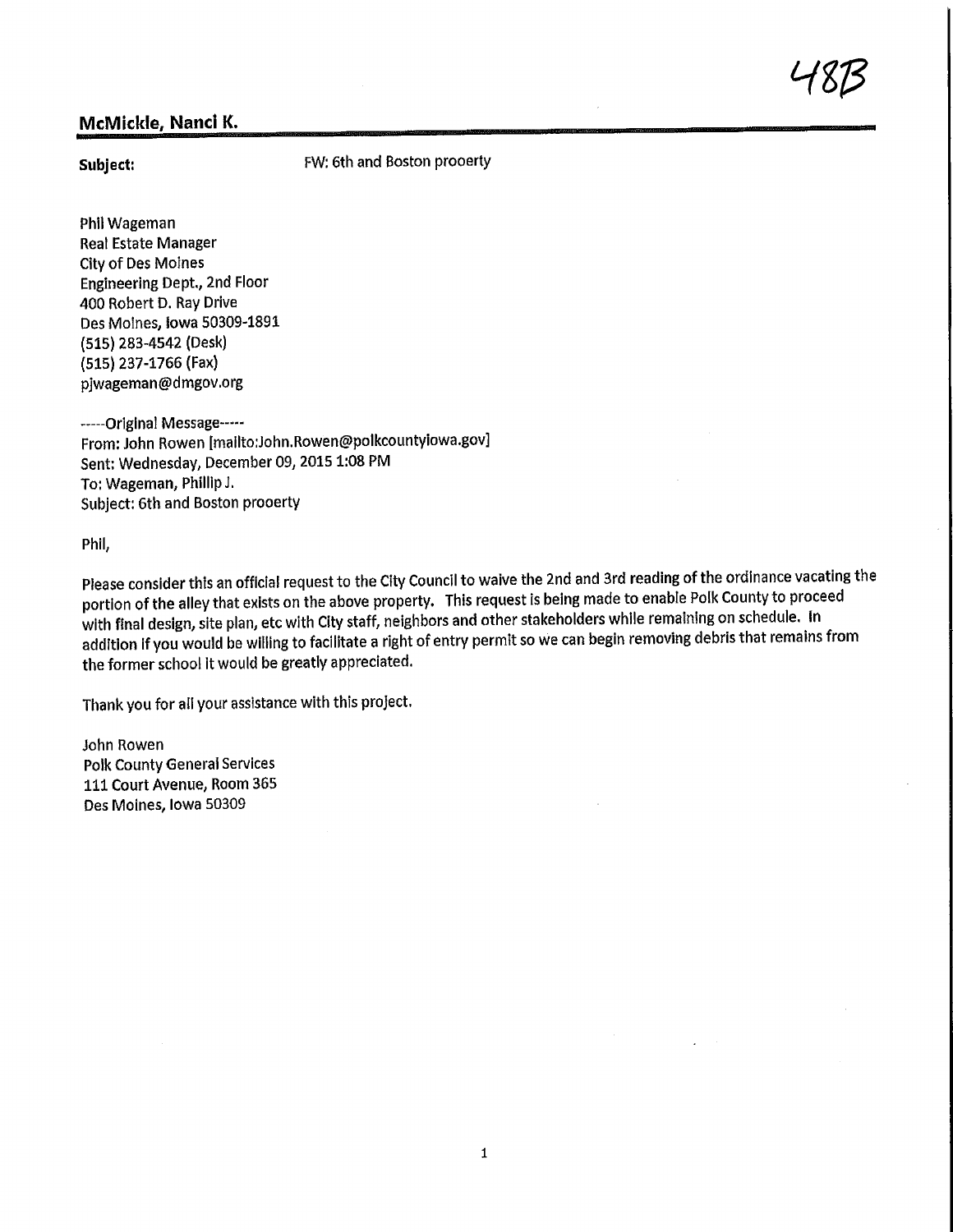48B

**McMickle, Nanci K.**

**Subject:** FW: 6th and Boston prooerty

Phil Wageman
Real Estate Manager
City of Des Moines
Engineering Dept., 2nd Floor
400 Robert D. Ray Drive
Des Moines, Iowa 50309-1891
(515) 283-4542 (Desk)
(515) 237-1766 (Fax)
pjwageman@dmgov.org

-----Original Message-----
From: John Rowen [mailto:John.Rowen@polkcountyiowa.gov]
Sent: Wednesday, December 09, 2015 1:08 PM
To: Wageman, Phillip J.
Subject: 6th and Boston prooerty

Phil,

Please consider this an official request to the City Council to waive the 2nd and 3rd reading of the ordinance vacating the portion of the alley that exists on the above property. This request is being made to enable Polk County to proceed with final design, site plan, etc with City staff, neighbors and other stakeholders while remaining on schedule. In addition if you would be willing to facilitate a right of entry permit so we can begin removing debris that remains from the former school it would be greatly appreciated.

Thank you for all your assistance with this project.

John Rowen
Polk County General Services
111 Court Avenue, Room 365
Des Moines, Iowa 50309